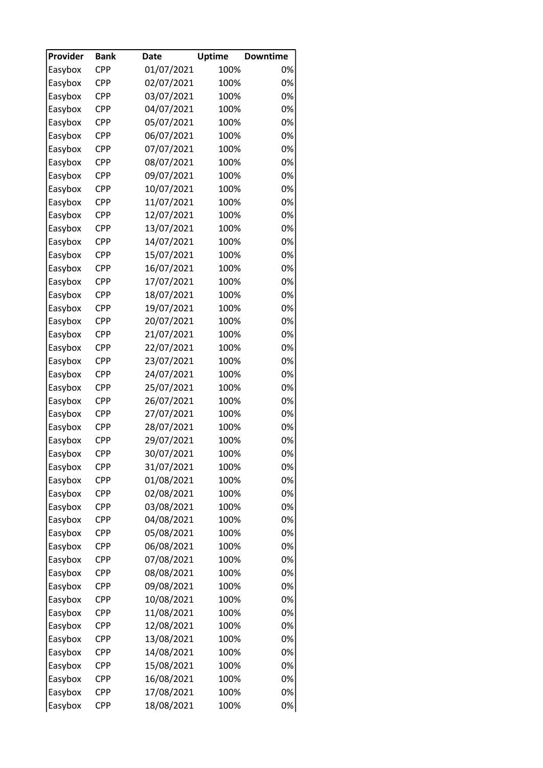| Provider | Bank | Date | Uptime | Downtime |
| --- | --- | --- | --- | --- |
| Easybox | CPP | 01/07/2021 | 100% | 0% |
| Easybox | CPP | 02/07/2021 | 100% | 0% |
| Easybox | CPP | 03/07/2021 | 100% | 0% |
| Easybox | CPP | 04/07/2021 | 100% | 0% |
| Easybox | CPP | 05/07/2021 | 100% | 0% |
| Easybox | CPP | 06/07/2021 | 100% | 0% |
| Easybox | CPP | 07/07/2021 | 100% | 0% |
| Easybox | CPP | 08/07/2021 | 100% | 0% |
| Easybox | CPP | 09/07/2021 | 100% | 0% |
| Easybox | CPP | 10/07/2021 | 100% | 0% |
| Easybox | CPP | 11/07/2021 | 100% | 0% |
| Easybox | CPP | 12/07/2021 | 100% | 0% |
| Easybox | CPP | 13/07/2021 | 100% | 0% |
| Easybox | CPP | 14/07/2021 | 100% | 0% |
| Easybox | CPP | 15/07/2021 | 100% | 0% |
| Easybox | CPP | 16/07/2021 | 100% | 0% |
| Easybox | CPP | 17/07/2021 | 100% | 0% |
| Easybox | CPP | 18/07/2021 | 100% | 0% |
| Easybox | CPP | 19/07/2021 | 100% | 0% |
| Easybox | CPP | 20/07/2021 | 100% | 0% |
| Easybox | CPP | 21/07/2021 | 100% | 0% |
| Easybox | CPP | 22/07/2021 | 100% | 0% |
| Easybox | CPP | 23/07/2021 | 100% | 0% |
| Easybox | CPP | 24/07/2021 | 100% | 0% |
| Easybox | CPP | 25/07/2021 | 100% | 0% |
| Easybox | CPP | 26/07/2021 | 100% | 0% |
| Easybox | CPP | 27/07/2021 | 100% | 0% |
| Easybox | CPP | 28/07/2021 | 100% | 0% |
| Easybox | CPP | 29/07/2021 | 100% | 0% |
| Easybox | CPP | 30/07/2021 | 100% | 0% |
| Easybox | CPP | 31/07/2021 | 100% | 0% |
| Easybox | CPP | 01/08/2021 | 100% | 0% |
| Easybox | CPP | 02/08/2021 | 100% | 0% |
| Easybox | CPP | 03/08/2021 | 100% | 0% |
| Easybox | CPP | 04/08/2021 | 100% | 0% |
| Easybox | CPP | 05/08/2021 | 100% | 0% |
| Easybox | CPP | 06/08/2021 | 100% | 0% |
| Easybox | CPP | 07/08/2021 | 100% | 0% |
| Easybox | CPP | 08/08/2021 | 100% | 0% |
| Easybox | CPP | 09/08/2021 | 100% | 0% |
| Easybox | CPP | 10/08/2021 | 100% | 0% |
| Easybox | CPP | 11/08/2021 | 100% | 0% |
| Easybox | CPP | 12/08/2021 | 100% | 0% |
| Easybox | CPP | 13/08/2021 | 100% | 0% |
| Easybox | CPP | 14/08/2021 | 100% | 0% |
| Easybox | CPP | 15/08/2021 | 100% | 0% |
| Easybox | CPP | 16/08/2021 | 100% | 0% |
| Easybox | CPP | 17/08/2021 | 100% | 0% |
| Easybox | CPP | 18/08/2021 | 100% | 0% |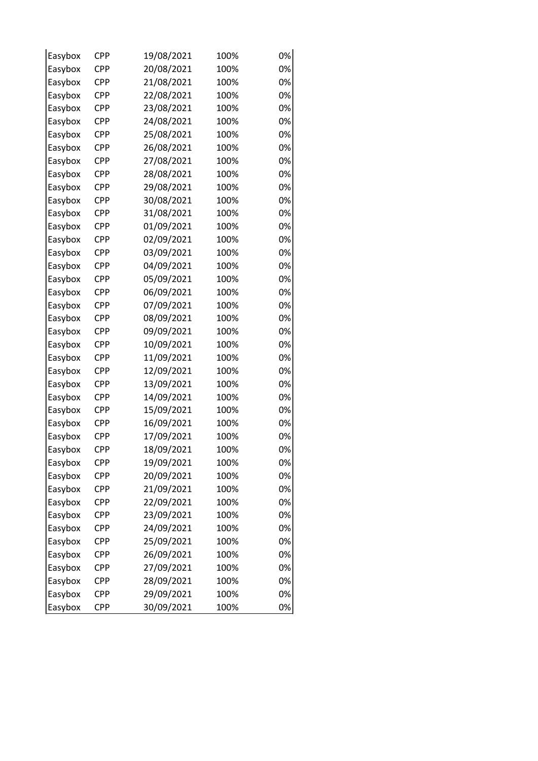| | | | | |
|---|---|---|---|---|
| Easybox | CPP | 19/08/2021 | 100% | 0% |
| Easybox | CPP | 20/08/2021 | 100% | 0% |
| Easybox | CPP | 21/08/2021 | 100% | 0% |
| Easybox | CPP | 22/08/2021 | 100% | 0% |
| Easybox | CPP | 23/08/2021 | 100% | 0% |
| Easybox | CPP | 24/08/2021 | 100% | 0% |
| Easybox | CPP | 25/08/2021 | 100% | 0% |
| Easybox | CPP | 26/08/2021 | 100% | 0% |
| Easybox | CPP | 27/08/2021 | 100% | 0% |
| Easybox | CPP | 28/08/2021 | 100% | 0% |
| Easybox | CPP | 29/08/2021 | 100% | 0% |
| Easybox | CPP | 30/08/2021 | 100% | 0% |
| Easybox | CPP | 31/08/2021 | 100% | 0% |
| Easybox | CPP | 01/09/2021 | 100% | 0% |
| Easybox | CPP | 02/09/2021 | 100% | 0% |
| Easybox | CPP | 03/09/2021 | 100% | 0% |
| Easybox | CPP | 04/09/2021 | 100% | 0% |
| Easybox | CPP | 05/09/2021 | 100% | 0% |
| Easybox | CPP | 06/09/2021 | 100% | 0% |
| Easybox | CPP | 07/09/2021 | 100% | 0% |
| Easybox | CPP | 08/09/2021 | 100% | 0% |
| Easybox | CPP | 09/09/2021 | 100% | 0% |
| Easybox | CPP | 10/09/2021 | 100% | 0% |
| Easybox | CPP | 11/09/2021 | 100% | 0% |
| Easybox | CPP | 12/09/2021 | 100% | 0% |
| Easybox | CPP | 13/09/2021 | 100% | 0% |
| Easybox | CPP | 14/09/2021 | 100% | 0% |
| Easybox | CPP | 15/09/2021 | 100% | 0% |
| Easybox | CPP | 16/09/2021 | 100% | 0% |
| Easybox | CPP | 17/09/2021 | 100% | 0% |
| Easybox | CPP | 18/09/2021 | 100% | 0% |
| Easybox | CPP | 19/09/2021 | 100% | 0% |
| Easybox | CPP | 20/09/2021 | 100% | 0% |
| Easybox | CPP | 21/09/2021 | 100% | 0% |
| Easybox | CPP | 22/09/2021 | 100% | 0% |
| Easybox | CPP | 23/09/2021 | 100% | 0% |
| Easybox | CPP | 24/09/2021 | 100% | 0% |
| Easybox | CPP | 25/09/2021 | 100% | 0% |
| Easybox | CPP | 26/09/2021 | 100% | 0% |
| Easybox | CPP | 27/09/2021 | 100% | 0% |
| Easybox | CPP | 28/09/2021 | 100% | 0% |
| Easybox | CPP | 29/09/2021 | 100% | 0% |
| Easybox | CPP | 30/09/2021 | 100% | 0% |